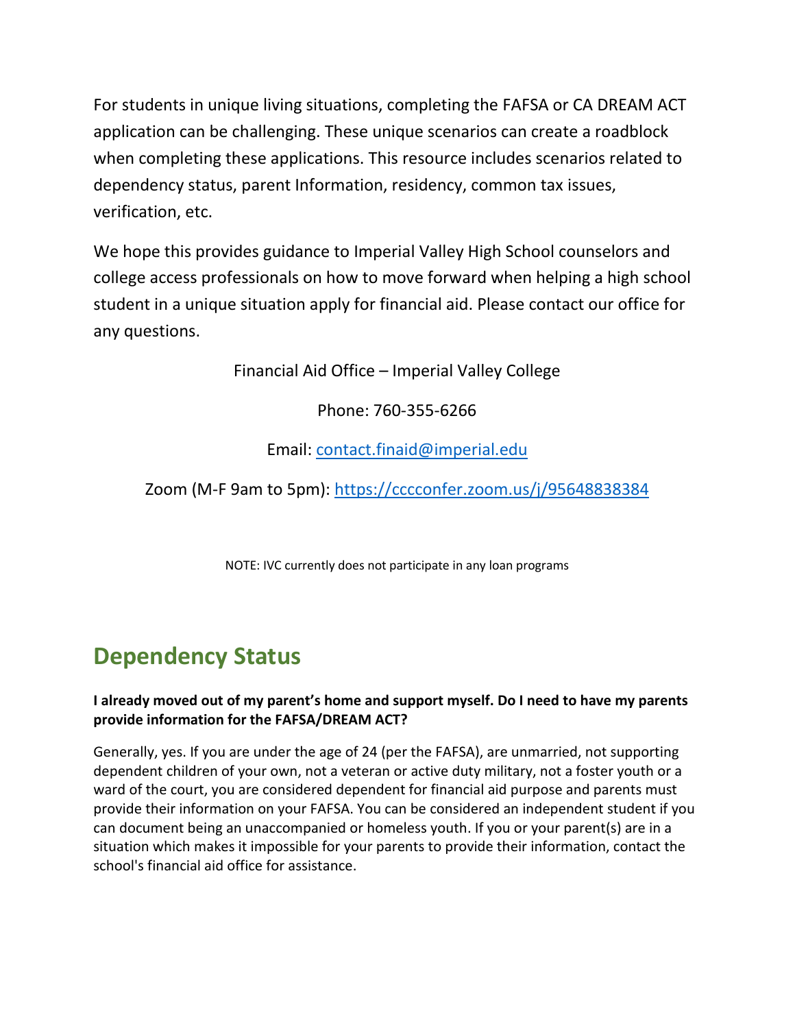For students in unique living situations, completing the FAFSA or CA DREAM ACT application can be challenging. These unique scenarios can create a roadblock when completing these applications. This resource includes scenarios related to dependency status, parent Information, residency, common tax issues, verification, etc.

We hope this provides guidance to Imperial Valley High School counselors and college access professionals on how to move forward when helping a high school student in a unique situation apply for financial aid. Please contact our office for any questions.

Financial Aid Office – Imperial Valley College

Phone: 760-355-6266

Email: [contact.finaid@imperial.edu](mailto:contact.finaid@imperial.edu)

Zoom (M-F 9am to 5pm): [https://cccconfer.zoom.us/j/95648838384](https://cccconfer.zoom.us/j/95648838384)

NOTE: IVC currently does not participate in any loan programs

## Dependency Status

**I already moved out of my parent's home and support myself. Do I need to have my parents provide information for the FAFSA/DREAM ACT?**

Generally, yes. If you are under the age of 24 (per the FAFSA), are unmarried, not supporting dependent children of your own, not a veteran or active duty military, not a foster youth or a ward of the court, you are considered dependent for financial aid purpose and parents must provide their information on your FAFSA. You can be considered an independent student if you can document being an unaccompanied or homeless youth. If you or your parent(s) are in a situation which makes it impossible for your parents to provide their information, contact the school's financial aid office for assistance.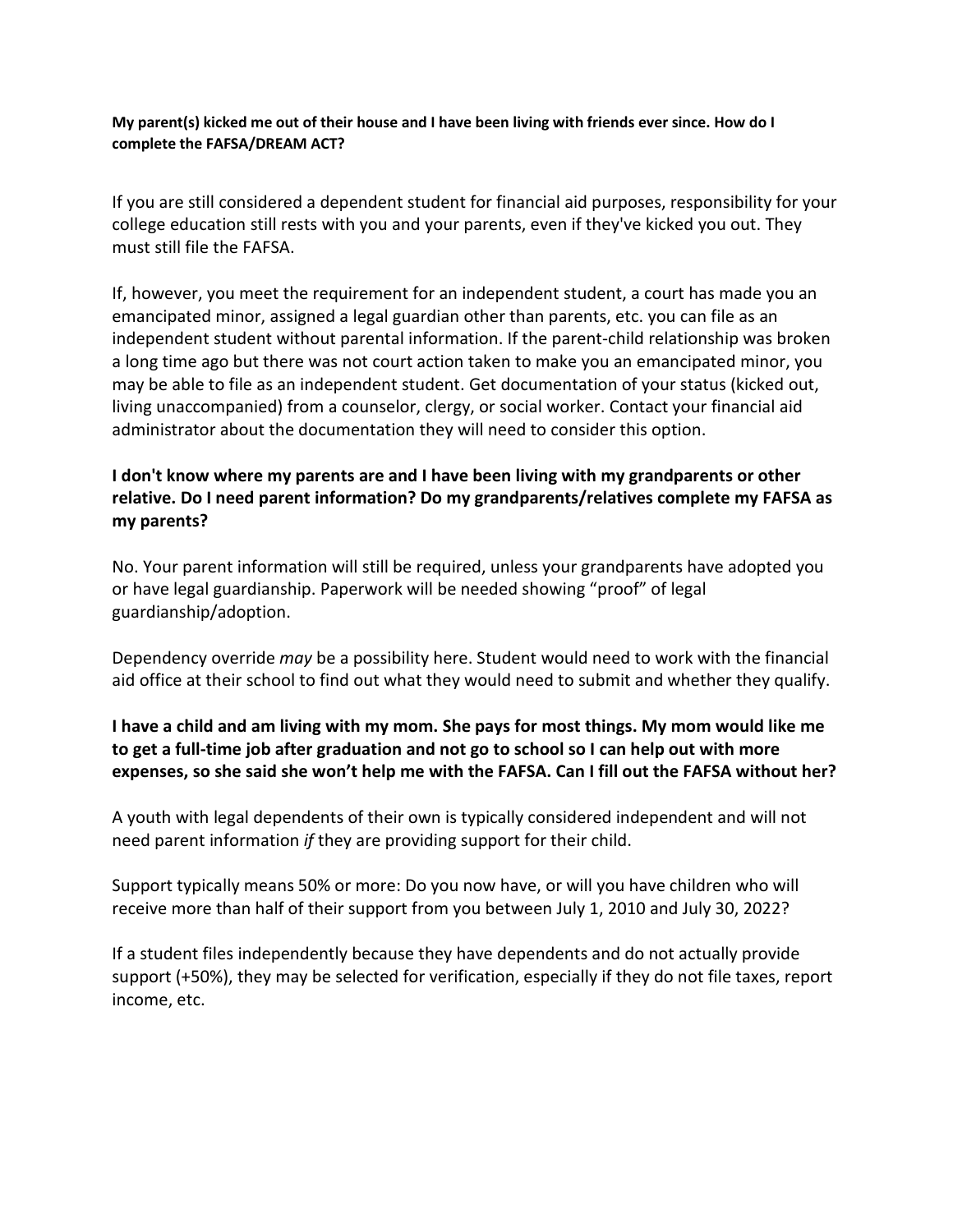**My parent(s) kicked me out of their house and I have been living with friends ever since. How do I complete the FAFSA/DREAM ACT?**

If you are still considered a dependent student for financial aid purposes, responsibility for your college education still rests with you and your parents, even if they've kicked you out. They must still file the FAFSA.

If, however, you meet the requirement for an independent student, a court has made you an emancipated minor, assigned a legal guardian other than parents, etc. you can file as an independent student without parental information. If the parent-child relationship was broken a long time ago but there was not court action taken to make you an emancipated minor, you may be able to file as an independent student. Get documentation of your status (kicked out, living unaccompanied) from a counselor, clergy, or social worker. Contact your financial aid administrator about the documentation they will need to consider this option.

**I don't know where my parents are and I have been living with my grandparents or other relative. Do I need parent information? Do my grandparents/relatives complete my FAFSA as my parents?**

No. Your parent information will still be required, unless your grandparents have adopted you or have legal guardianship. Paperwork will be needed showing "proof" of legal guardianship/adoption.

Dependency override *may* be a possibility here. Student would need to work with the financial aid office at their school to find out what they would need to submit and whether they qualify.

**I have a child and am living with my mom. She pays for most things. My mom would like me to get a full-time job after graduation and not go to school so I can help out with more expenses, so she said she won't help me with the FAFSA. Can I fill out the FAFSA without her?**

A youth with legal dependents of their own is typically considered independent and will not need parent information *if* they are providing support for their child.

Support typically means 50% or more: Do you now have, or will you have children who will receive more than half of their support from you between July 1, 2010 and July 30, 2022?

If a student files independently because they have dependents and do not actually provide support (+50%), they may be selected for verification, especially if they do not file taxes, report income, etc.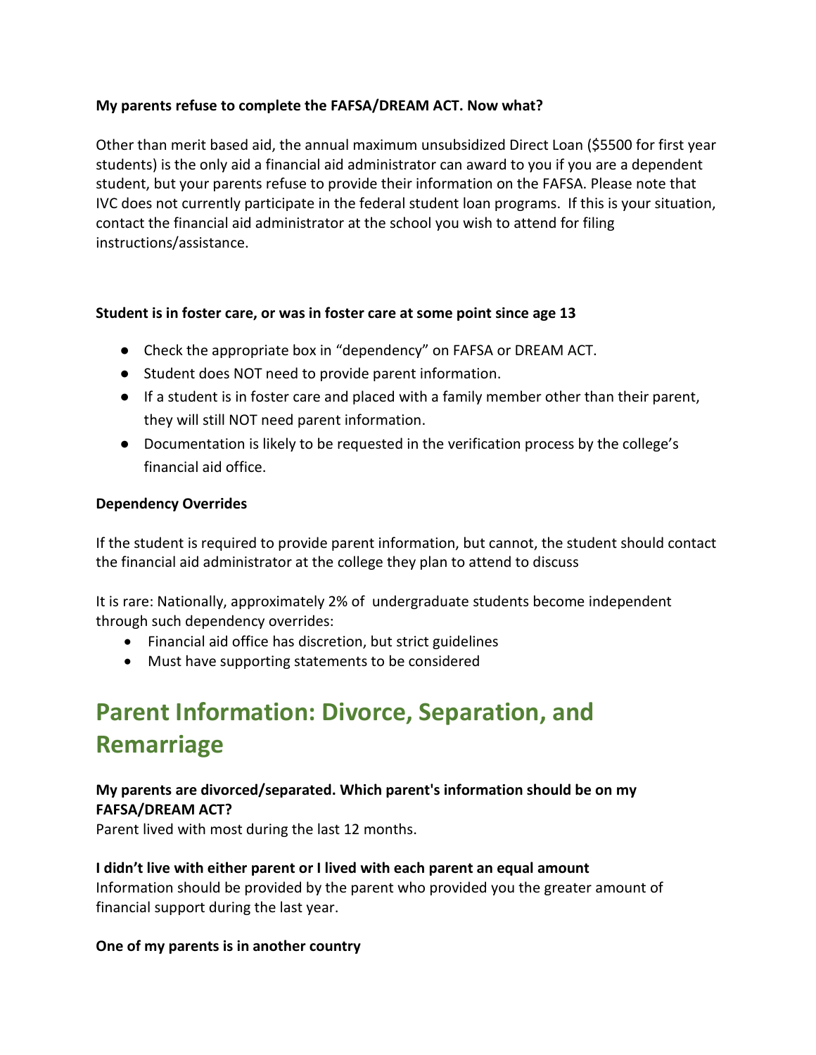**My parents refuse to complete the FAFSA/DREAM ACT. Now what?**

Other than merit based aid, the annual maximum unsubsidized Direct Loan ($5500 for first year students) is the only aid a financial aid administrator can award to you if you are a dependent student, but your parents refuse to provide their information on the FAFSA. Please note that IVC does not currently participate in the federal student loan programs. If this is your situation, contact the financial aid administrator at the school you wish to attend for filing instructions/assistance.

**Student is in foster care, or was in foster care at some point since age 13**

- Check the appropriate box in "dependency" on FAFSA or DREAM ACT.
- Student does NOT need to provide parent information.
- If a student is in foster care and placed with a family member other than their parent, they will still NOT need parent information.
- Documentation is likely to be requested in the verification process by the college's financial aid office.

**Dependency Overrides**

If the student is required to provide parent information, but cannot, the student should contact the financial aid administrator at the college they plan to attend to discuss

It is rare: Nationally, approximately 2% of undergraduate students become independent through such dependency overrides:

- Financial aid office has discretion, but strict guidelines
- Must have supporting statements to be considered

## Parent Information: Divorce, Separation, and Remarriage

**My parents are divorced/separated. Which parent's information should be on my FAFSA/DREAM ACT?**
Parent lived with most during the last 12 months.

**I didn't live with either parent or I lived with each parent an equal amount**
Information should be provided by the parent who provided you the greater amount of financial support during the last year.

**One of my parents is in another country**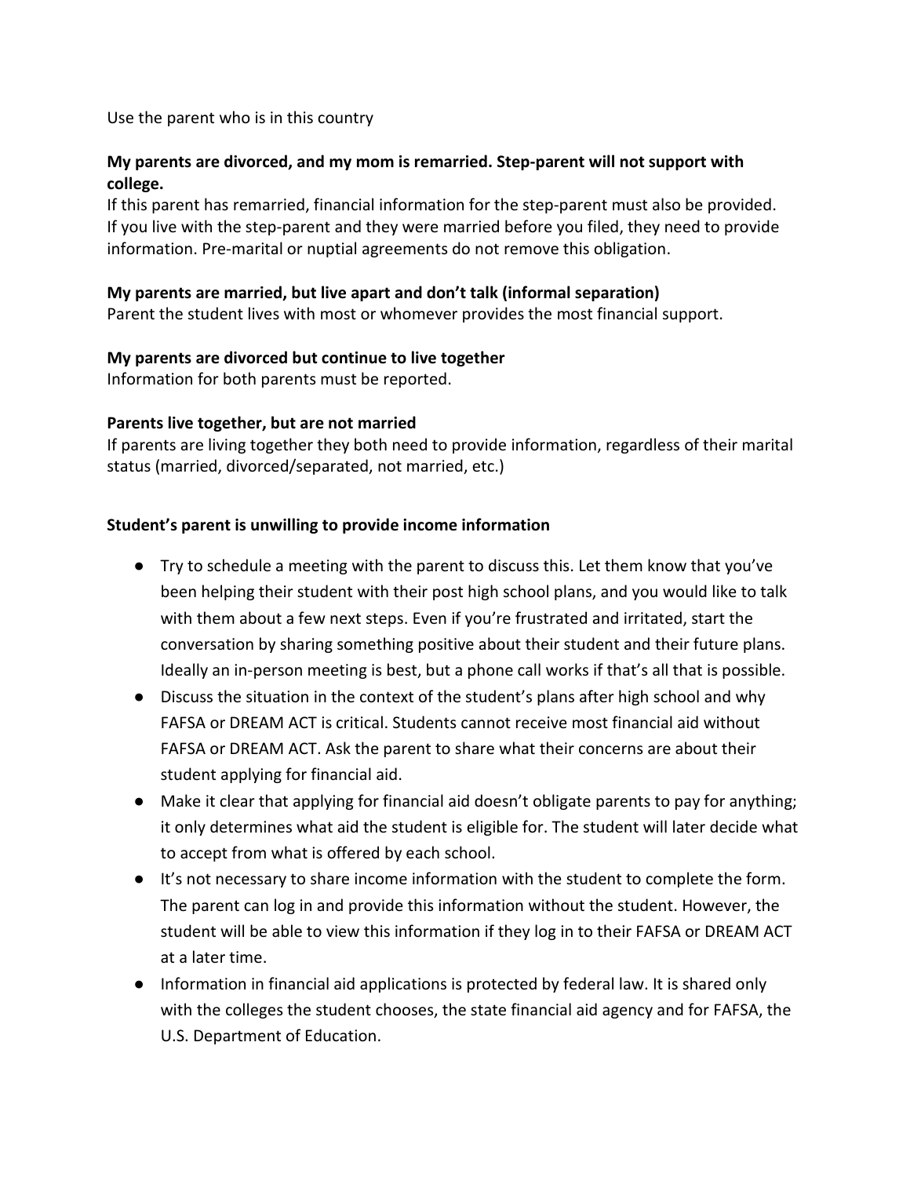Use the parent who is in this country

**My parents are divorced, and my mom is remarried. Step-parent will not support with college.**

If this parent has remarried, financial information for the step-parent must also be provided. If you live with the step-parent and they were married before you filed, they need to provide information. Pre-marital or nuptial agreements do not remove this obligation.

**My parents are married, but live apart and don't talk (informal separation)**

Parent the student lives with most or whomever provides the most financial support.

**My parents are divorced but continue to live together**

Information for both parents must be reported.

**Parents live together, but are not married**

If parents are living together they both need to provide information, regardless of their marital status (married, divorced/separated, not married, etc.)

**Student's parent is unwilling to provide income information**

- Try to schedule a meeting with the parent to discuss this. Let them know that you've been helping their student with their post high school plans, and you would like to talk with them about a few next steps. Even if you're frustrated and irritated, start the conversation by sharing something positive about their student and their future plans. Ideally an in-person meeting is best, but a phone call works if that's all that is possible.
- Discuss the situation in the context of the student's plans after high school and why FAFSA or DREAM ACT is critical. Students cannot receive most financial aid without FAFSA or DREAM ACT. Ask the parent to share what their concerns are about their student applying for financial aid.
- Make it clear that applying for financial aid doesn't obligate parents to pay for anything; it only determines what aid the student is eligible for. The student will later decide what to accept from what is offered by each school.
- It's not necessary to share income information with the student to complete the form. The parent can log in and provide this information without the student. However, the student will be able to view this information if they log in to their FAFSA or DREAM ACT at a later time.
- Information in financial aid applications is protected by federal law. It is shared only with the colleges the student chooses, the state financial aid agency and for FAFSA, the U.S. Department of Education.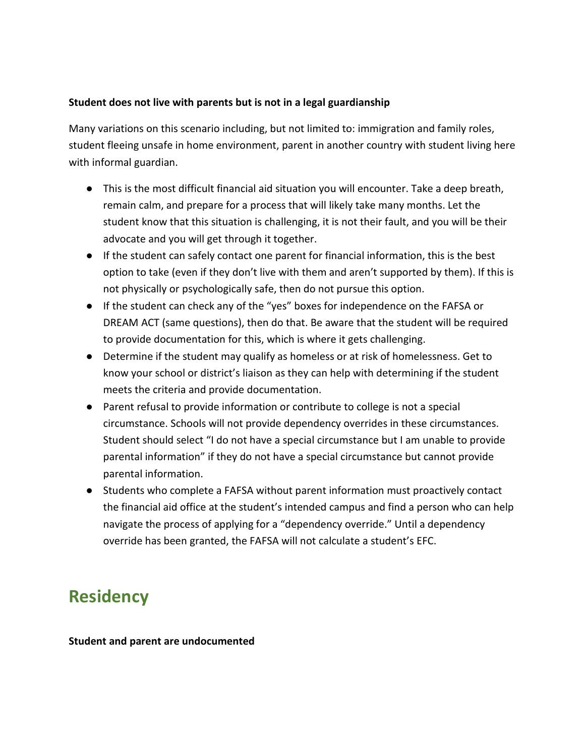**Student does not live with parents but is not in a legal guardianship**

Many variations on this scenario including, but not limited to: immigration and family roles, student fleeing unsafe in home environment, parent in another country with student living here with informal guardian.

- This is the most difficult financial aid situation you will encounter. Take a deep breath, remain calm, and prepare for a process that will likely take many months. Let the student know that this situation is challenging, it is not their fault, and you will be their advocate and you will get through it together.
- If the student can safely contact one parent for financial information, this is the best option to take (even if they don't live with them and aren't supported by them). If this is not physically or psychologically safe, then do not pursue this option.
- If the student can check any of the "yes" boxes for independence on the FAFSA or DREAM ACT (same questions), then do that. Be aware that the student will be required to provide documentation for this, which is where it gets challenging.
- Determine if the student may qualify as homeless or at risk of homelessness. Get to know your school or district's liaison as they can help with determining if the student meets the criteria and provide documentation.
- Parent refusal to provide information or contribute to college is not a special circumstance. Schools will not provide dependency overrides in these circumstances. Student should select "I do not have a special circumstance but I am unable to provide parental information" if they do not have a special circumstance but cannot provide parental information.
- Students who complete a FAFSA without parent information must proactively contact the financial aid office at the student's intended campus and find a person who can help navigate the process of applying for a "dependency override." Until a dependency override has been granted, the FAFSA will not calculate a student's EFC.

## Residency

**Student and parent are undocumented**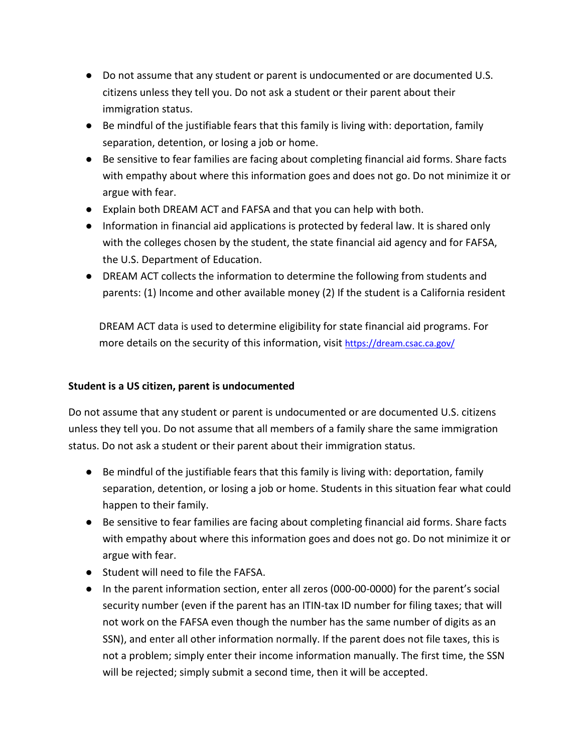- Do not assume that any student or parent is undocumented or are documented U.S. citizens unless they tell you. Do not ask a student or their parent about their immigration status.
- Be mindful of the justifiable fears that this family is living with: deportation, family separation, detention, or losing a job or home.
- Be sensitive to fear families are facing about completing financial aid forms. Share facts with empathy about where this information goes and does not go. Do not minimize it or argue with fear.
- Explain both DREAM ACT and FAFSA and that you can help with both.
- Information in financial aid applications is protected by federal law. It is shared only with the colleges chosen by the student, the state financial aid agency and for FAFSA, the U.S. Department of Education.
- DREAM ACT collects the information to determine the following from students and parents: (1) Income and other available money (2) If the student is a California resident

  DREAM ACT data is used to determine eligibility for state financial aid programs. For more details on the security of this information, visit https://dream.csac.ca.gov/

**Student is a US citizen, parent is undocumented**

Do not assume that any student or parent is undocumented or are documented U.S. citizens unless they tell you. Do not assume that all members of a family share the same immigration status. Do not ask a student or their parent about their immigration status.

- Be mindful of the justifiable fears that this family is living with: deportation, family separation, detention, or losing a job or home. Students in this situation fear what could happen to their family.
- Be sensitive to fear families are facing about completing financial aid forms. Share facts with empathy about where this information goes and does not go. Do not minimize it or argue with fear.
- Student will need to file the FAFSA.
- In the parent information section, enter all zeros (000-00-0000) for the parent's social security number (even if the parent has an ITIN-tax ID number for filing taxes; that will not work on the FAFSA even though the number has the same number of digits as an SSN), and enter all other information normally. If the parent does not file taxes, this is not a problem; simply enter their income information manually. The first time, the SSN will be rejected; simply submit a second time, then it will be accepted.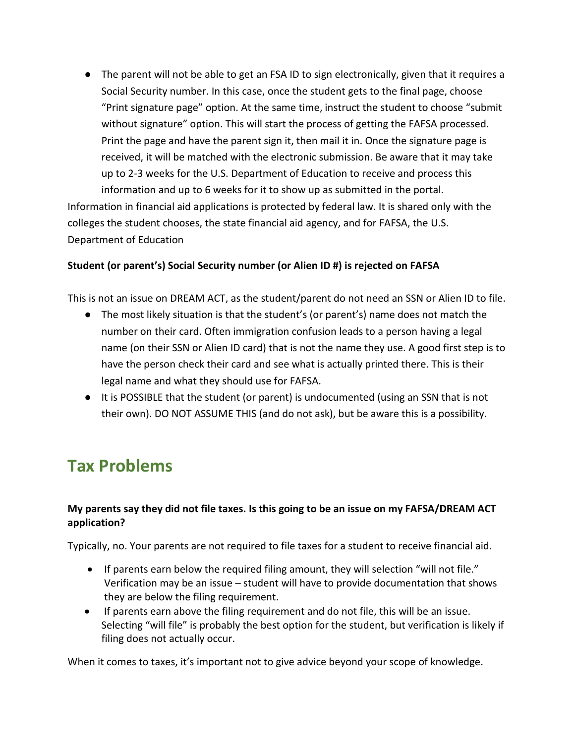- The parent will not be able to get an FSA ID to sign electronically, given that it requires a Social Security number. In this case, once the student gets to the final page, choose “Print signature page” option. At the same time, instruct the student to choose “submit without signature” option. This will start the process of getting the FAFSA processed. Print the page and have the parent sign it, then mail it in. Once the signature page is received, it will be matched with the electronic submission. Be aware that it may take up to 2-3 weeks for the U.S. Department of Education to receive and process this information and up to 6 weeks for it to show up as submitted in the portal.

Information in financial aid applications is protected by federal law. It is shared only with the colleges the student chooses, the state financial aid agency, and for FAFSA, the U.S. Department of Education

**Student (or parent’s) Social Security number (or Alien ID #) is rejected on FAFSA**

This is not an issue on DREAM ACT, as the student/parent do not need an SSN or Alien ID to file.

- The most likely situation is that the student’s (or parent’s) name does not match the number on their card. Often immigration confusion leads to a person having a legal name (on their SSN or Alien ID card) that is not the name they use. A good first step is to have the person check their card and see what is actually printed there. This is their legal name and what they should use for FAFSA.
- It is POSSIBLE that the student (or parent) is undocumented (using an SSN that is not their own). DO NOT ASSUME THIS (and do not ask), but be aware this is a possibility.

## Tax Problems

**My parents say they did not file taxes. Is this going to be an issue on my FAFSA/DREAM ACT application?**

Typically, no. Your parents are not required to file taxes for a student to receive financial aid.

- If parents earn below the required filing amount, they will selection “will not file.” Verification may be an issue – student will have to provide documentation that shows they are below the filing requirement.
- If parents earn above the filing requirement and do not file, this will be an issue. Selecting “will file” is probably the best option for the student, but verification is likely if filing does not actually occur.

When it comes to taxes, it’s important not to give advice beyond your scope of knowledge.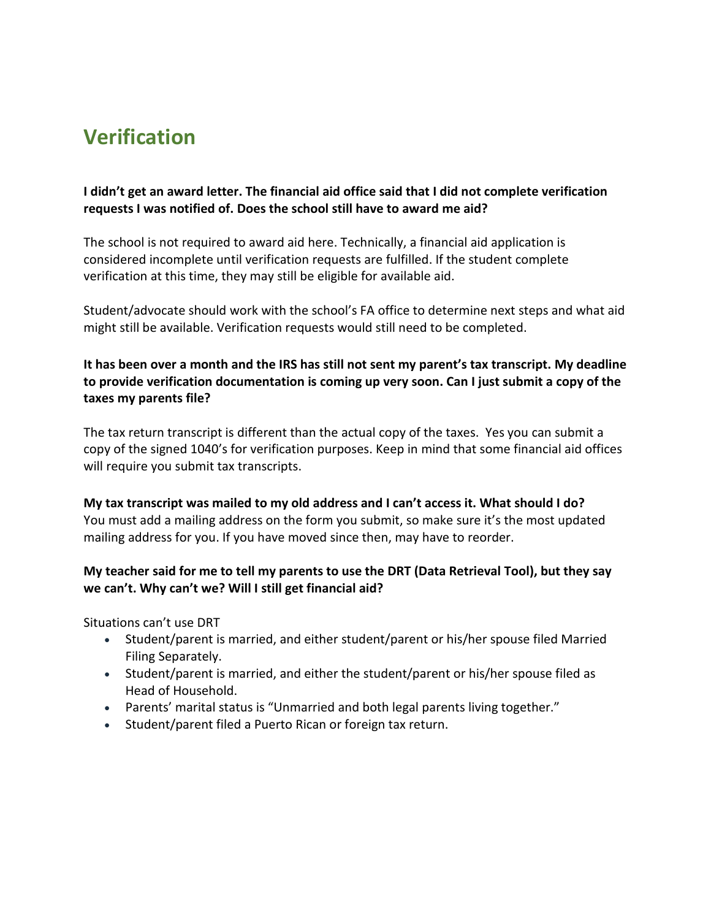## Verification

**I didn't get an award letter. The financial aid office said that I did not complete verification requests I was notified of. Does the school still have to award me aid?**

The school is not required to award aid here. Technically, a financial aid application is considered incomplete until verification requests are fulfilled. If the student complete verification at this time, they may still be eligible for available aid.

Student/advocate should work with the school's FA office to determine next steps and what aid might still be available. Verification requests would still need to be completed.

**It has been over a month and the IRS has still not sent my parent's tax transcript. My deadline to provide verification documentation is coming up very soon. Can I just submit a copy of the taxes my parents file?**

The tax return transcript is different than the actual copy of the taxes. Yes you can submit a copy of the signed 1040's for verification purposes. Keep in mind that some financial aid offices will require you submit tax transcripts.

**My tax transcript was mailed to my old address and I can't access it. What should I do?**
You must add a mailing address on the form you submit, so make sure it's the most updated mailing address for you. If you have moved since then, may have to reorder.

**My teacher said for me to tell my parents to use the DRT (Data Retrieval Tool), but they say we can't. Why can't we? Will I still get financial aid?**

Situations can't use DRT

- Student/parent is married, and either student/parent or his/her spouse filed Married Filing Separately.
- Student/parent is married, and either the student/parent or his/her spouse filed as Head of Household.
- Parents' marital status is "Unmarried and both legal parents living together."
- Student/parent filed a Puerto Rican or foreign tax return.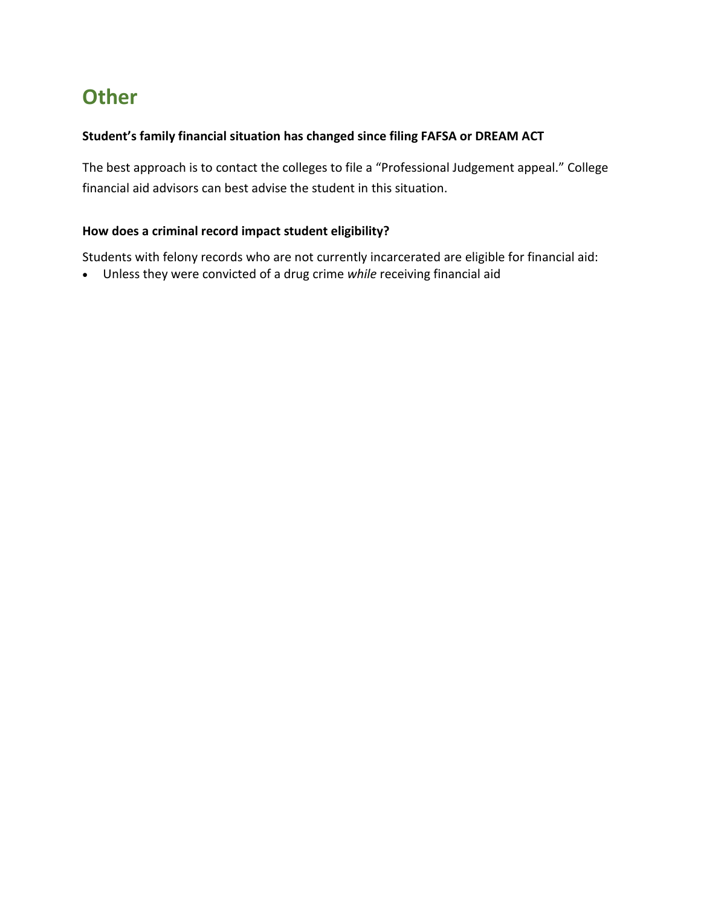## Other

**Student's family financial situation has changed since filing FAFSA or DREAM ACT**

The best approach is to contact the colleges to file a "Professional Judgement appeal." College financial aid advisors can best advise the student in this situation.

**How does a criminal record impact student eligibility?**

Students with felony records who are not currently incarcerated are eligible for financial aid:

- Unless they were convicted of a drug crime *while* receiving financial aid